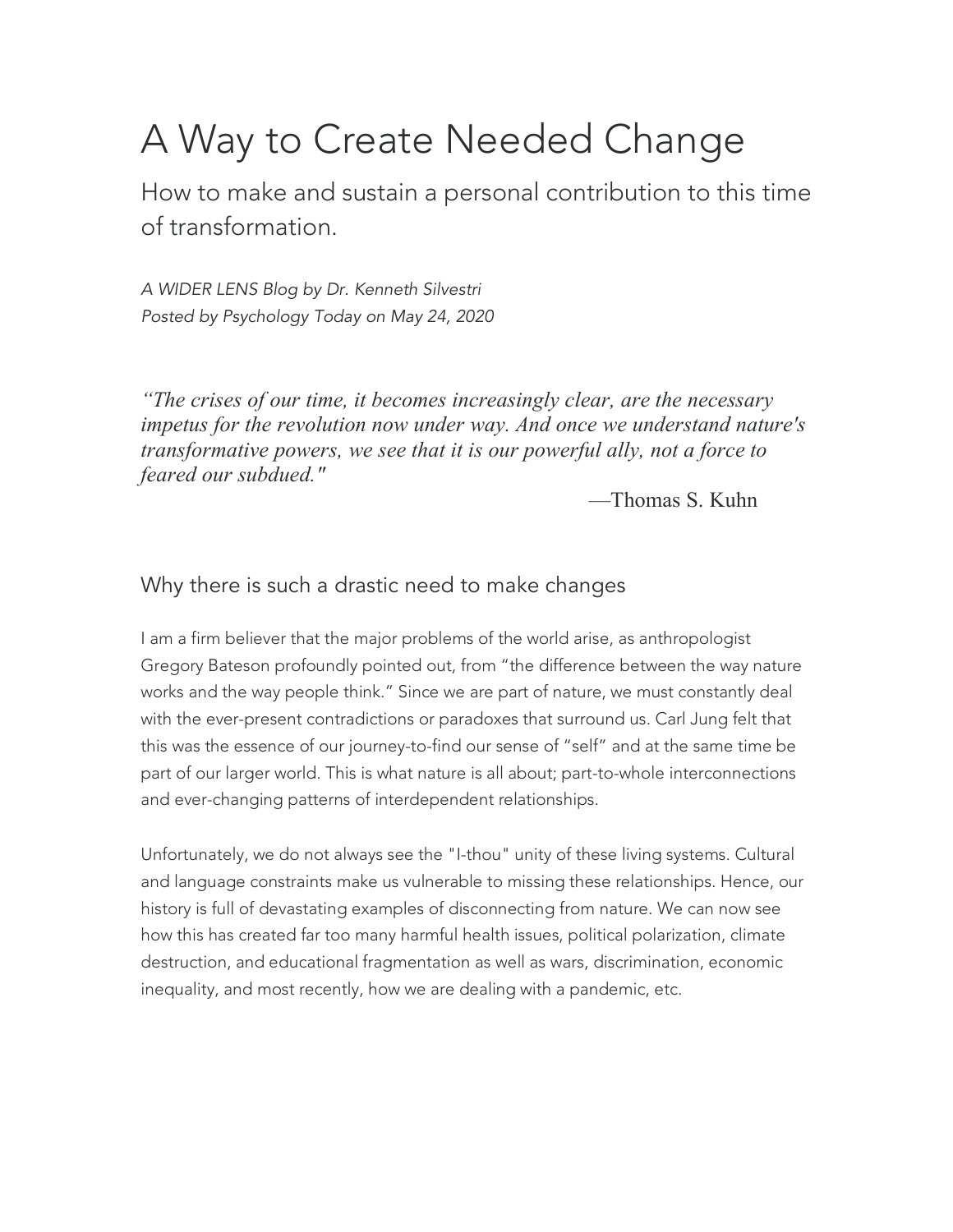# A Way to Create Needed Change

How to make and sustain a personal contribution to this time of transformation.

*A WIDER LENS Blog by Dr. Kenneth Silvestri*
*Posted by Psychology Today on May 24, 2020*

> *"The crises of our time, it becomes increasingly clear, are the necessary impetus for the revolution now under way. And once we understand nature's transformative powers, we see that it is our powerful ally, not a force to feared our subdued."*
>
> —Thomas S. Kuhn

## Why there is such a drastic need to make changes

I am a firm believer that the major problems of the world arise, as anthropologist Gregory Bateson profoundly pointed out, from "the difference between the way nature works and the way people think." Since we are part of nature, we must constantly deal with the ever-present contradictions or paradoxes that surround us. Carl Jung felt that this was the essence of our journey-to-find our sense of "self" and at the same time be part of our larger world. This is what nature is all about; part-to-whole interconnections and ever-changing patterns of interdependent relationships.

Unfortunately, we do not always see the "I-thou" unity of these living systems. Cultural and language constraints make us vulnerable to missing these relationships. Hence, our history is full of devastating examples of disconnecting from nature. We can now see how this has created far too many harmful health issues, political polarization, climate destruction, and educational fragmentation as well as wars, discrimination, economic inequality, and most recently, how we are dealing with a pandemic, etc.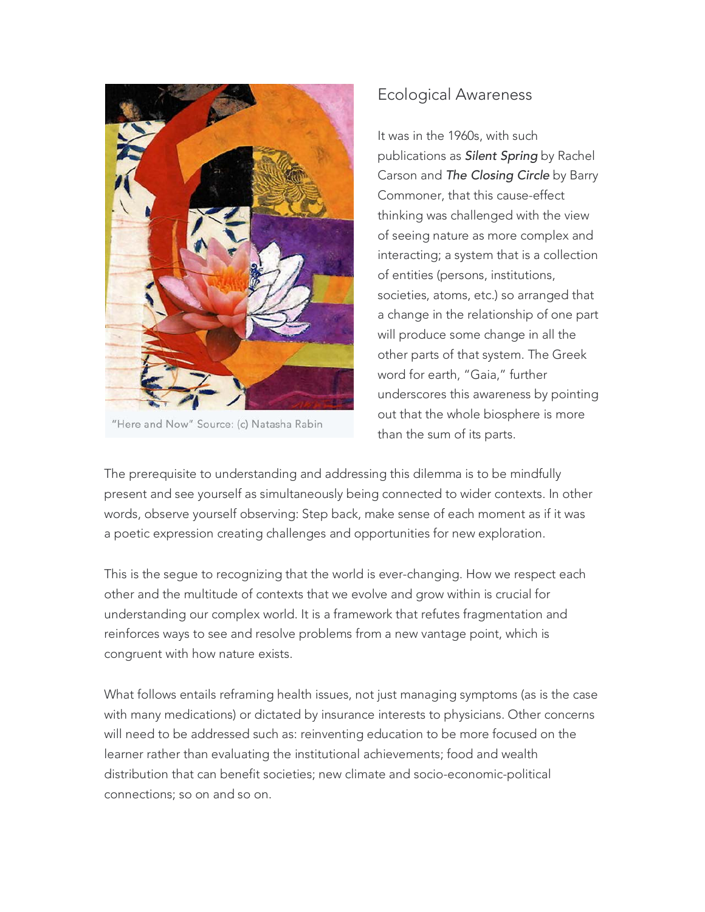"Here and Now" Source: (c) Natasha Rabin

## Ecological Awareness

It was in the 1960s, with such publications as ***Silent Spring*** by Rachel Carson and ***The Closing Circle*** by Barry Commoner, that this cause-effect thinking was challenged with the view of seeing nature as more complex and interacting; a system that is a collection of entities (persons, institutions, societies, atoms, etc.) so arranged that a change in the relationship of one part will produce some change in all the other parts of that system. The Greek word for earth, "Gaia," further underscores this awareness by pointing out that the whole biosphere is more than the sum of its parts.

The prerequisite to understanding and addressing this dilemma is to be mindfully present and see yourself as simultaneously being connected to wider contexts. In other words, observe yourself observing: Step back, make sense of each moment as if it was a poetic expression creating challenges and opportunities for new exploration.

This is the segue to recognizing that the world is ever-changing. How we respect each other and the multitude of contexts that we evolve and grow within is crucial for understanding our complex world. It is a framework that refutes fragmentation and reinforces ways to see and resolve problems from a new vantage point, which is congruent with how nature exists.

What follows entails reframing health issues, not just managing symptoms (as is the case with many medications) or dictated by insurance interests to physicians. Other concerns will need to be addressed such as: reinventing education to be more focused on the learner rather than evaluating the institutional achievements; food and wealth distribution that can benefit societies; new climate and socio-economic-political connections; so on and so on.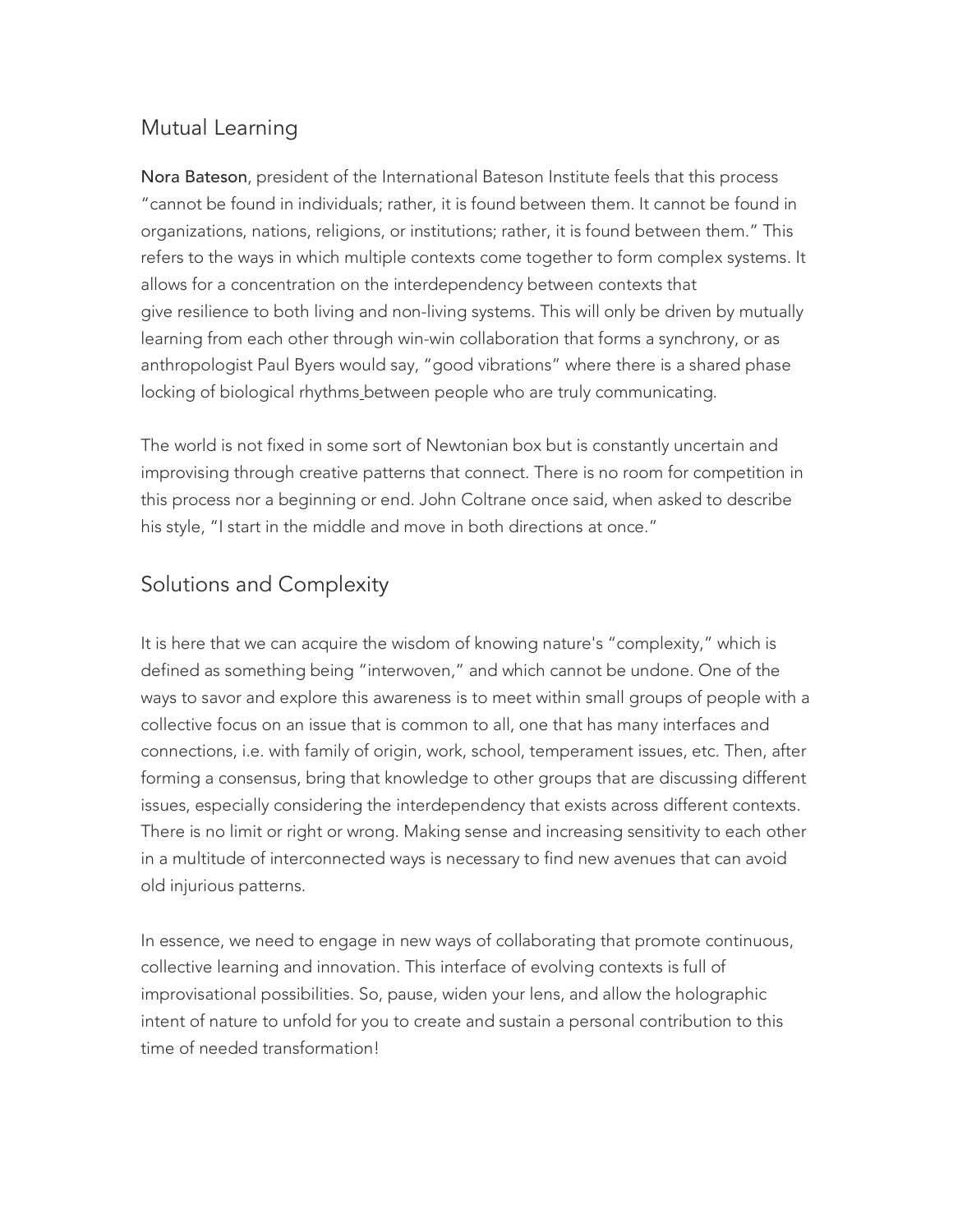## Mutual Learning

**Nora Bateson**, president of the International Bateson Institute feels that this process "cannot be found in individuals; rather, it is found between them. It cannot be found in organizations, nations, religions, or institutions; rather, it is found between them." This refers to the ways in which multiple contexts come together to form complex systems. It allows for a concentration on the interdependency between contexts that give resilience to both living and non-living systems. This will only be driven by mutually learning from each other through win-win collaboration that forms a synchrony, or as anthropologist Paul Byers would say, "good vibrations" where there is a shared phase locking of biological rhythms between people who are truly communicating.

The world is not fixed in some sort of Newtonian box but is constantly uncertain and improvising through creative patterns that connect. There is no room for competition in this process nor a beginning or end. John Coltrane once said, when asked to describe his style, "I start in the middle and move in both directions at once."

## Solutions and Complexity

It is here that we can acquire the wisdom of knowing nature's "complexity," which is defined as something being "interwoven," and which cannot be undone. One of the ways to savor and explore this awareness is to meet within small groups of people with a collective focus on an issue that is common to all, one that has many interfaces and connections, i.e. with family of origin, work, school, temperament issues, etc. Then, after forming a consensus, bring that knowledge to other groups that are discussing different issues, especially considering the interdependency that exists across different contexts. There is no limit or right or wrong. Making sense and increasing sensitivity to each other in a multitude of interconnected ways is necessary to find new avenues that can avoid old injurious patterns.

In essence, we need to engage in new ways of collaborating that promote continuous, collective learning and innovation. This interface of evolving contexts is full of improvisational possibilities. So, pause, widen your lens, and allow the holographic intent of nature to unfold for you to create and sustain a personal contribution to this time of needed transformation!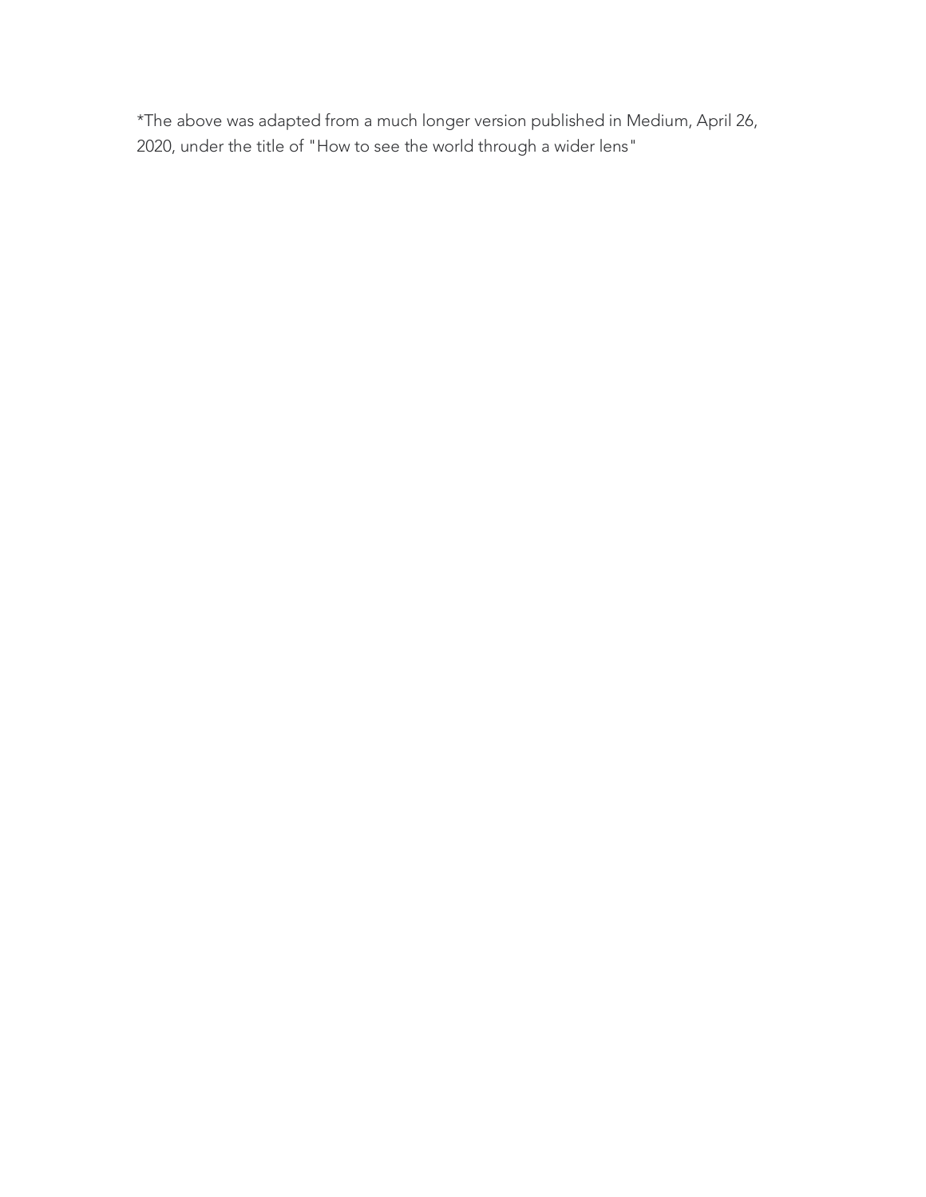*The above was adapted from a much longer version published in Medium, April 26, 2020, under the title of "How to see the world through a wider lens"